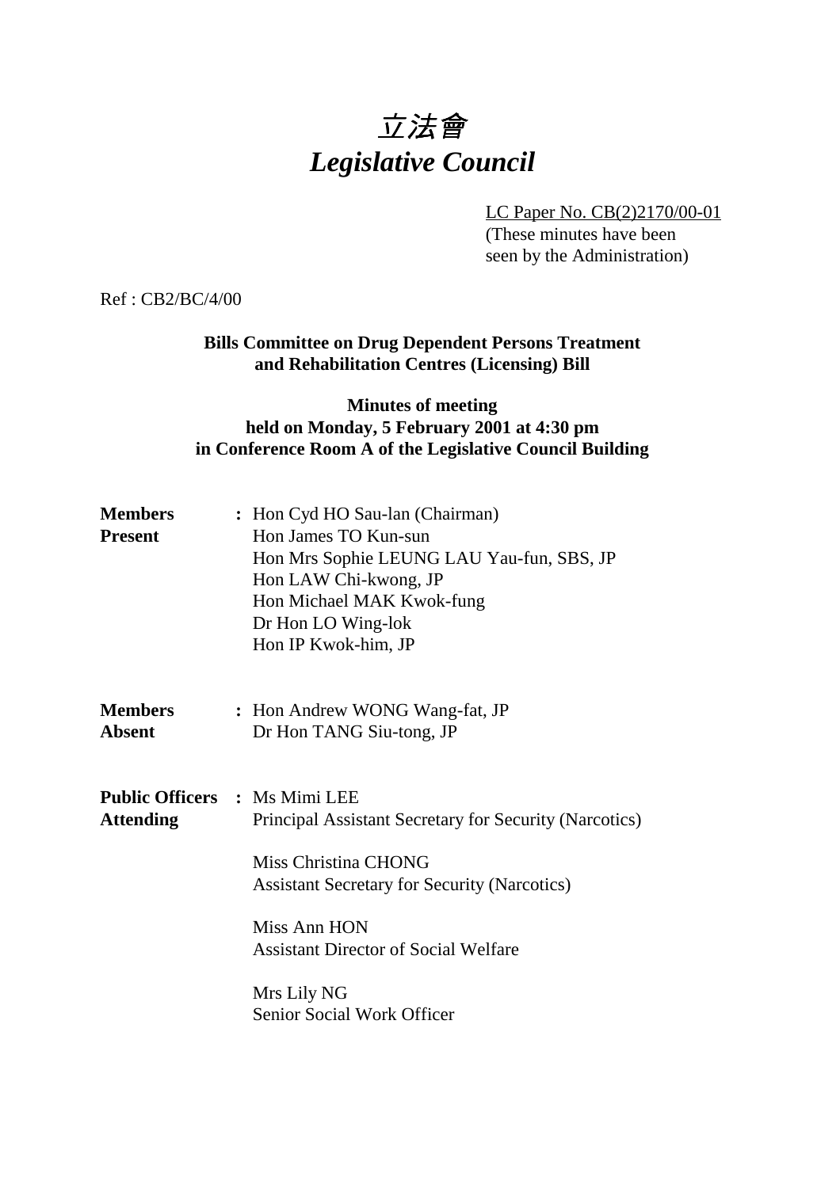# 立法會
# *Legislative Council*

LC Paper No. CB(2)2170/00-01
(These minutes have been seen by the Administration)

Ref : CB2/BC/4/00

**Bills Committee on Drug Dependent Persons Treatment and Rehabilitation Centres (Licensing) Bill**

**Minutes of meeting held on Monday, 5 February 2001 at 4:30 pm in Conference Room A of the Legislative Council Building**

**Members Present** : Hon Cyd HO Sau-lan (Chairman)
Hon James TO Kun-sun
Hon Mrs Sophie LEUNG LAU Yau-fun, SBS, JP
Hon LAW Chi-kwong, JP
Hon Michael MAK Kwok-fung
Dr Hon LO Wing-lok
Hon IP Kwok-him, JP

**Members Absent** : Hon Andrew WONG Wang-fat, JP
Dr Hon TANG Siu-tong, JP

**Public Officers Attending** : Ms Mimi LEE
Principal Assistant Secretary for Security (Narcotics)

Miss Christina CHONG
Assistant Secretary for Security (Narcotics)

Miss Ann HON
Assistant Director of Social Welfare

Mrs Lily NG
Senior Social Work Officer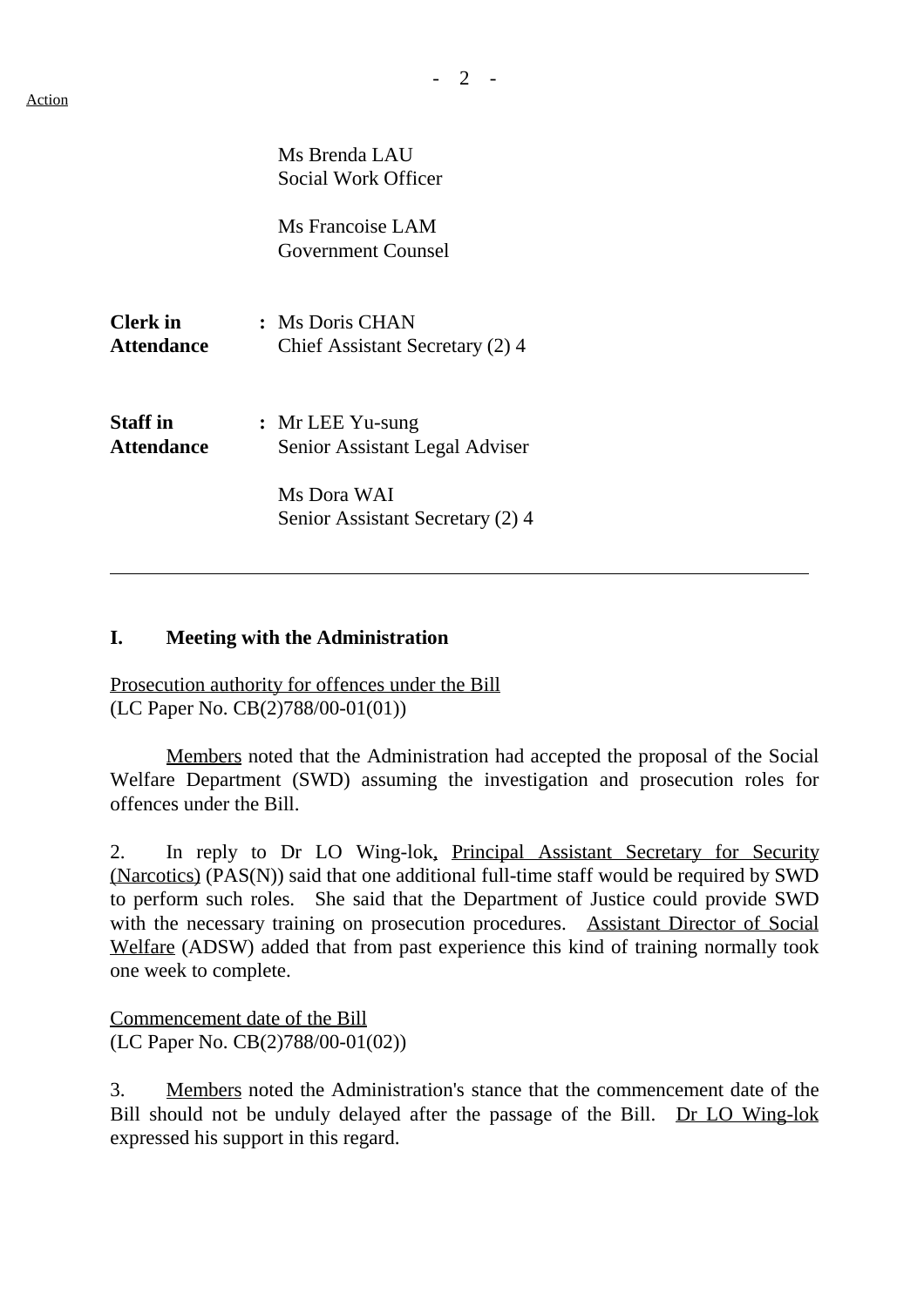Action

Ms Brenda LAU
Social Work Officer

Ms Francoise LAM
Government Counsel

**Clerk in Attendance** : Ms Doris CHAN
Chief Assistant Secretary (2) 4

**Staff in Attendance** : Mr LEE Yu-sung
Senior Assistant Legal Adviser

Ms Dora WAI
Senior Assistant Secretary (2) 4

---

## I. Meeting with the Administration

Prosecution authority for offences under the Bill
(LC Paper No. CB(2)788/00-01(01))

Members noted that the Administration had accepted the proposal of the Social Welfare Department (SWD) assuming the investigation and prosecution roles for offences under the Bill.

2. In reply to Dr LO Wing-lok, Principal Assistant Secretary for Security (Narcotics) (PAS(N)) said that one additional full-time staff would be required by SWD to perform such roles. She said that the Department of Justice could provide SWD with the necessary training on prosecution procedures. Assistant Director of Social Welfare (ADSW) added that from past experience this kind of training normally took one week to complete.

Commencement date of the Bill
(LC Paper No. CB(2)788/00-01(02))

3. Members noted the Administration's stance that the commencement date of the Bill should not be unduly delayed after the passage of the Bill. Dr LO Wing-lok expressed his support in this regard.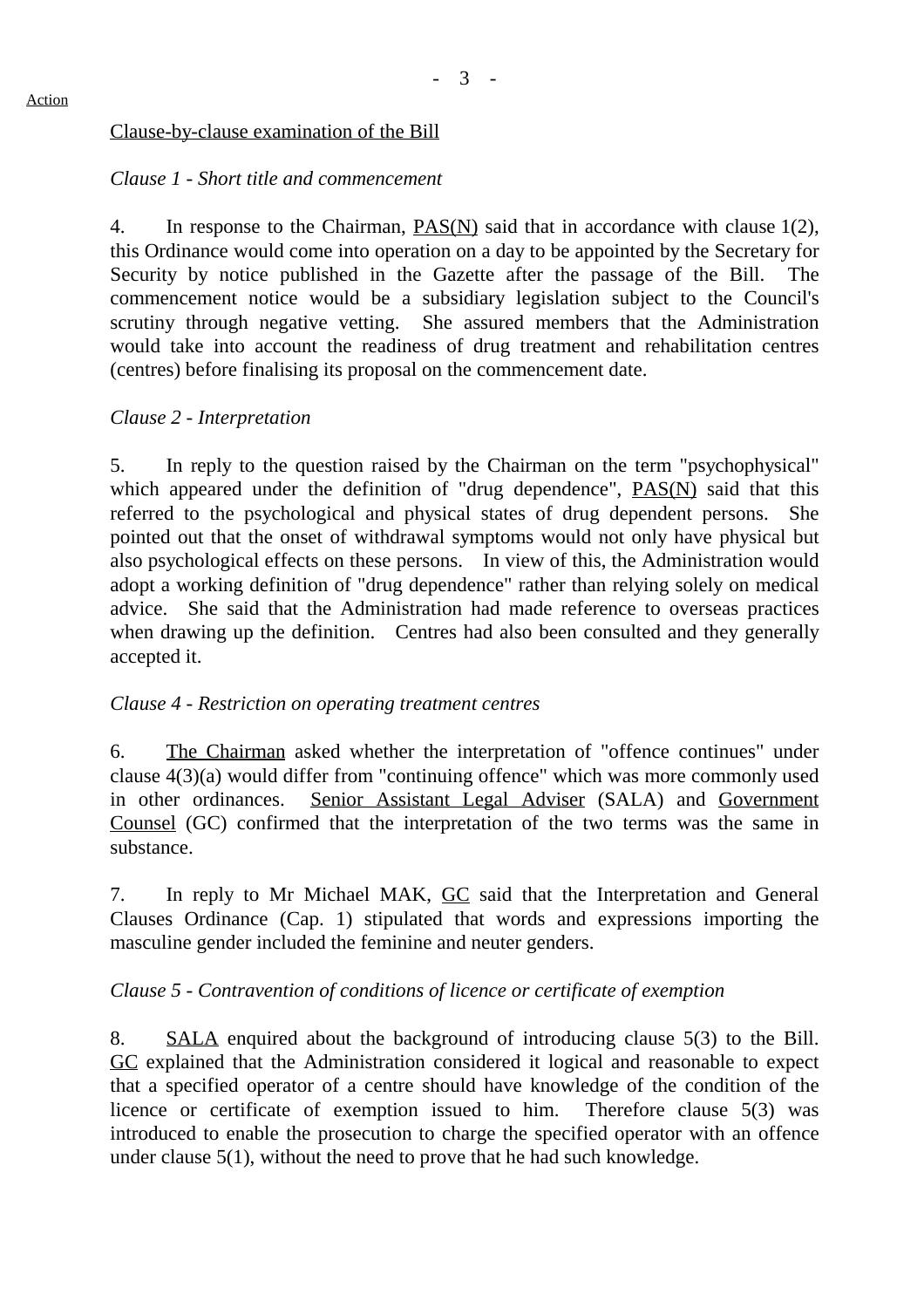Action

Clause-by-clause examination of the Bill

*Clause 1 - Short title and commencement*

4. In response to the Chairman, PAS(N) said that in accordance with clause 1(2), this Ordinance would come into operation on a day to be appointed by the Secretary for Security by notice published in the Gazette after the passage of the Bill. The commencement notice would be a subsidiary legislation subject to the Council's scrutiny through negative vetting. She assured members that the Administration would take into account the readiness of drug treatment and rehabilitation centres (centres) before finalising its proposal on the commencement date.

*Clause 2 - Interpretation*

5. In reply to the question raised by the Chairman on the term "psychophysical" which appeared under the definition of "drug dependence", PAS(N) said that this referred to the psychological and physical states of drug dependent persons. She pointed out that the onset of withdrawal symptoms would not only have physical but also psychological effects on these persons. In view of this, the Administration would adopt a working definition of "drug dependence" rather than relying solely on medical advice. She said that the Administration had made reference to overseas practices when drawing up the definition. Centres had also been consulted and they generally accepted it.

*Clause 4 - Restriction on operating treatment centres*

6. The Chairman asked whether the interpretation of "offence continues" under clause 4(3)(a) would differ from "continuing offence" which was more commonly used in other ordinances. Senior Assistant Legal Adviser (SALA) and Government Counsel (GC) confirmed that the interpretation of the two terms was the same in substance.

7. In reply to Mr Michael MAK, GC said that the Interpretation and General Clauses Ordinance (Cap. 1) stipulated that words and expressions importing the masculine gender included the feminine and neuter genders.

*Clause 5 - Contravention of conditions of licence or certificate of exemption*

8. SALA enquired about the background of introducing clause 5(3) to the Bill. GC explained that the Administration considered it logical and reasonable to expect that a specified operator of a centre should have knowledge of the condition of the licence or certificate of exemption issued to him. Therefore clause 5(3) was introduced to enable the prosecution to charge the specified operator with an offence under clause 5(1), without the need to prove that he had such knowledge.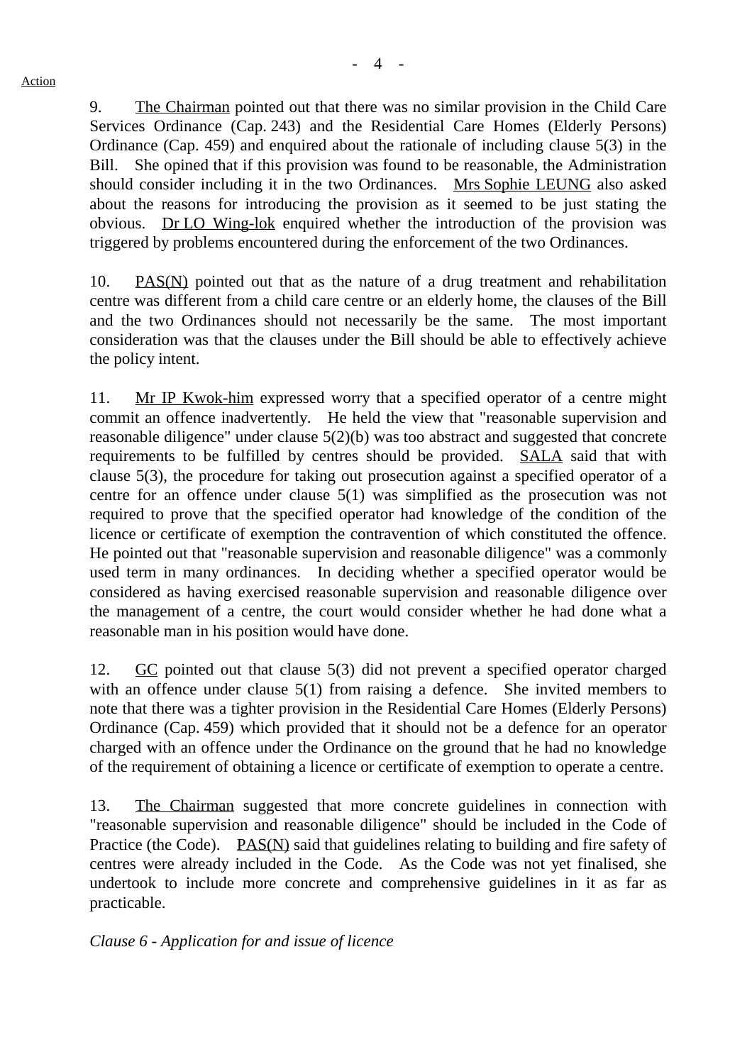9. The Chairman pointed out that there was no similar provision in the Child Care Services Ordinance (Cap. 243) and the Residential Care Homes (Elderly Persons) Ordinance (Cap. 459) and enquired about the rationale of including clause 5(3) in the Bill. She opined that if this provision was found to be reasonable, the Administration should consider including it in the two Ordinances. Mrs Sophie LEUNG also asked about the reasons for introducing the provision as it seemed to be just stating the obvious. Dr LO Wing-lok enquired whether the introduction of the provision was triggered by problems encountered during the enforcement of the two Ordinances.

10. PAS(N) pointed out that as the nature of a drug treatment and rehabilitation centre was different from a child care centre or an elderly home, the clauses of the Bill and the two Ordinances should not necessarily be the same. The most important consideration was that the clauses under the Bill should be able to effectively achieve the policy intent.

11. Mr IP Kwok-him expressed worry that a specified operator of a centre might commit an offence inadvertently. He held the view that "reasonable supervision and reasonable diligence" under clause 5(2)(b) was too abstract and suggested that concrete requirements to be fulfilled by centres should be provided. SALA said that with clause 5(3), the procedure for taking out prosecution against a specified operator of a centre for an offence under clause 5(1) was simplified as the prosecution was not required to prove that the specified operator had knowledge of the condition of the licence or certificate of exemption the contravention of which constituted the offence. He pointed out that "reasonable supervision and reasonable diligence" was a commonly used term in many ordinances. In deciding whether a specified operator would be considered as having exercised reasonable supervision and reasonable diligence over the management of a centre, the court would consider whether he had done what a reasonable man in his position would have done.

12. GC pointed out that clause 5(3) did not prevent a specified operator charged with an offence under clause 5(1) from raising a defence. She invited members to note that there was a tighter provision in the Residential Care Homes (Elderly Persons) Ordinance (Cap. 459) which provided that it should not be a defence for an operator charged with an offence under the Ordinance on the ground that he had no knowledge of the requirement of obtaining a licence or certificate of exemption to operate a centre.

13. The Chairman suggested that more concrete guidelines in connection with "reasonable supervision and reasonable diligence" should be included in the Code of Practice (the Code). PAS(N) said that guidelines relating to building and fire safety of centres were already included in the Code. As the Code was not yet finalised, she undertook to include more concrete and comprehensive guidelines in it as far as practicable.

*Clause 6 - Application for and issue of licence*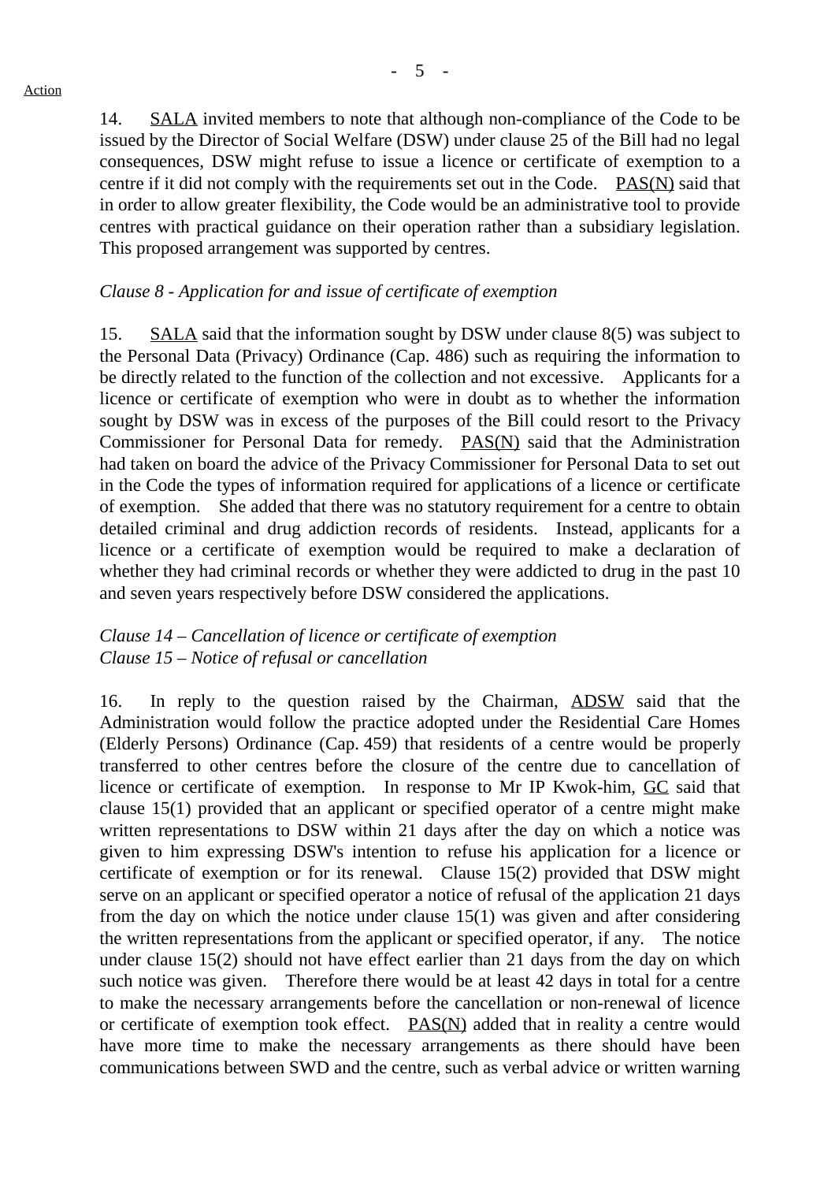14. SALA invited members to note that although non-compliance of the Code to be issued by the Director of Social Welfare (DSW) under clause 25 of the Bill had no legal consequences, DSW might refuse to issue a licence or certificate of exemption to a centre if it did not comply with the requirements set out in the Code. PAS(N) said that in order to allow greater flexibility, the Code would be an administrative tool to provide centres with practical guidance on their operation rather than a subsidiary legislation. This proposed arrangement was supported by centres.

*Clause 8 - Application for and issue of certificate of exemption*

15. SALA said that the information sought by DSW under clause 8(5) was subject to the Personal Data (Privacy) Ordinance (Cap. 486) such as requiring the information to be directly related to the function of the collection and not excessive. Applicants for a licence or certificate of exemption who were in doubt as to whether the information sought by DSW was in excess of the purposes of the Bill could resort to the Privacy Commissioner for Personal Data for remedy. PAS(N) said that the Administration had taken on board the advice of the Privacy Commissioner for Personal Data to set out in the Code the types of information required for applications of a licence or certificate of exemption. She added that there was no statutory requirement for a centre to obtain detailed criminal and drug addiction records of residents. Instead, applicants for a licence or a certificate of exemption would be required to make a declaration of whether they had criminal records or whether they were addicted to drug in the past 10 and seven years respectively before DSW considered the applications.

*Clause 14 – Cancellation of licence or certificate of exemption*
*Clause 15 – Notice of refusal or cancellation*

16. In reply to the question raised by the Chairman, ADSW said that the Administration would follow the practice adopted under the Residential Care Homes (Elderly Persons) Ordinance (Cap. 459) that residents of a centre would be properly transferred to other centres before the closure of the centre due to cancellation of licence or certificate of exemption. In response to Mr IP Kwok-him, GC said that clause 15(1) provided that an applicant or specified operator of a centre might make written representations to DSW within 21 days after the day on which a notice was given to him expressing DSW's intention to refuse his application for a licence or certificate of exemption or for its renewal. Clause 15(2) provided that DSW might serve on an applicant or specified operator a notice of refusal of the application 21 days from the day on which the notice under clause 15(1) was given and after considering the written representations from the applicant or specified operator, if any. The notice under clause 15(2) should not have effect earlier than 21 days from the day on which such notice was given. Therefore there would be at least 42 days in total for a centre to make the necessary arrangements before the cancellation or non-renewal of licence or certificate of exemption took effect. PAS(N) added that in reality a centre would have more time to make the necessary arrangements as there should have been communications between SWD and the centre, such as verbal advice or written warning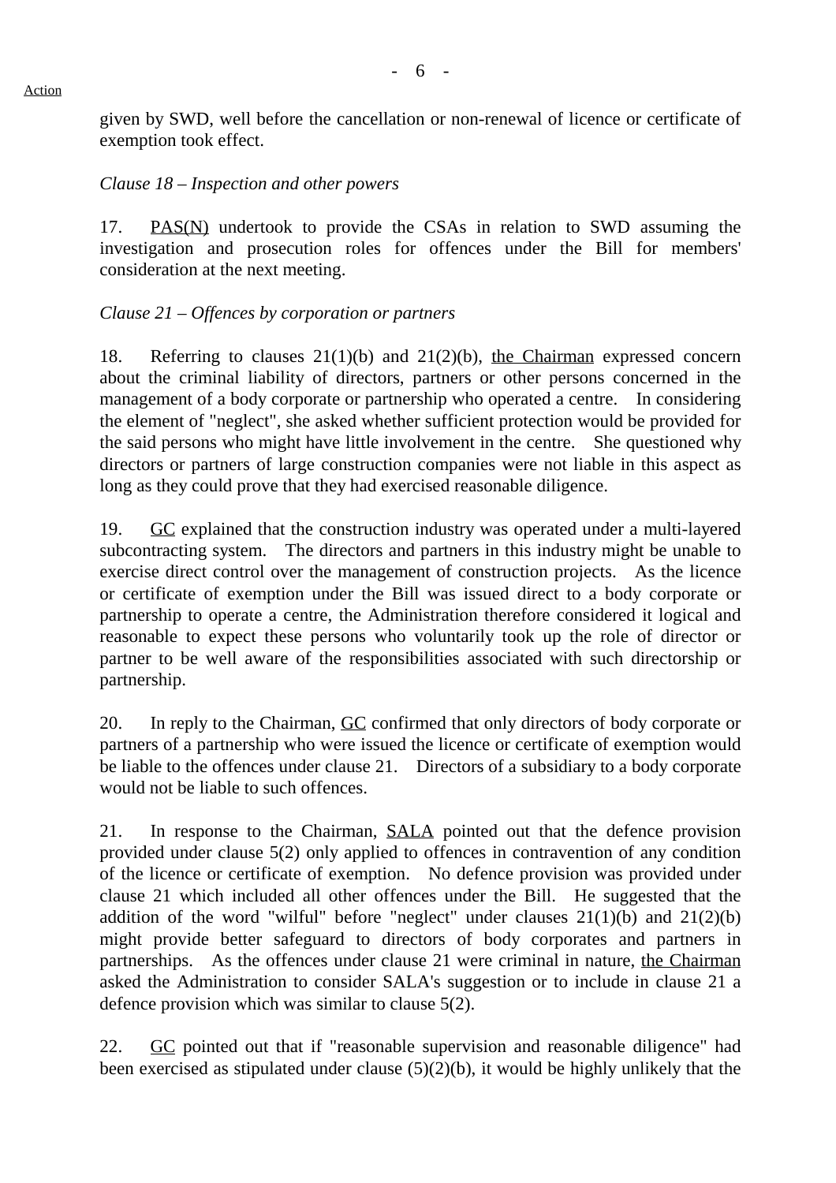given by SWD, well before the cancellation or non-renewal of licence or certificate of exemption took effect.

*Clause 18 – Inspection and other powers*

17. PAS(N) undertook to provide the CSAs in relation to SWD assuming the investigation and prosecution roles for offences under the Bill for members' consideration at the next meeting.

*Clause 21 – Offences by corporation or partners*

18. Referring to clauses 21(1)(b) and 21(2)(b), the Chairman expressed concern about the criminal liability of directors, partners or other persons concerned in the management of a body corporate or partnership who operated a centre. In considering the element of "neglect", she asked whether sufficient protection would be provided for the said persons who might have little involvement in the centre. She questioned why directors or partners of large construction companies were not liable in this aspect as long as they could prove that they had exercised reasonable diligence.

19. GC explained that the construction industry was operated under a multi-layered subcontracting system. The directors and partners in this industry might be unable to exercise direct control over the management of construction projects. As the licence or certificate of exemption under the Bill was issued direct to a body corporate or partnership to operate a centre, the Administration therefore considered it logical and reasonable to expect these persons who voluntarily took up the role of director or partner to be well aware of the responsibilities associated with such directorship or partnership.

20. In reply to the Chairman, GC confirmed that only directors of body corporate or partners of a partnership who were issued the licence or certificate of exemption would be liable to the offences under clause 21. Directors of a subsidiary to a body corporate would not be liable to such offences.

21. In response to the Chairman, SALA pointed out that the defence provision provided under clause 5(2) only applied to offences in contravention of any condition of the licence or certificate of exemption. No defence provision was provided under clause 21 which included all other offences under the Bill. He suggested that the addition of the word "wilful" before "neglect" under clauses 21(1)(b) and 21(2)(b) might provide better safeguard to directors of body corporates and partners in partnerships. As the offences under clause 21 were criminal in nature, the Chairman asked the Administration to consider SALA's suggestion or to include in clause 21 a defence provision which was similar to clause 5(2).

22. GC pointed out that if "reasonable supervision and reasonable diligence" had been exercised as stipulated under clause (5)(2)(b), it would be highly unlikely that the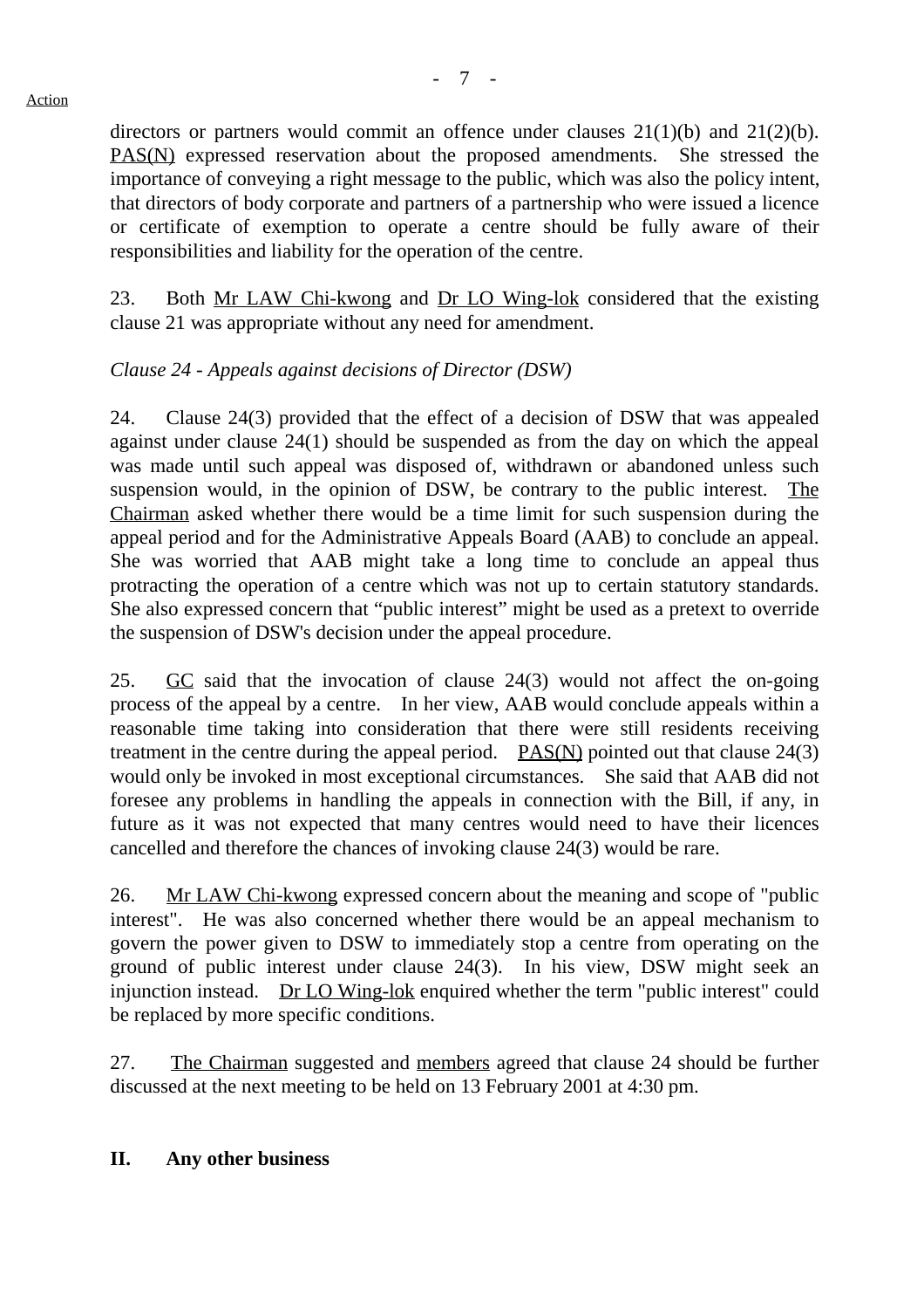Action

directors or partners would commit an offence under clauses 21(1)(b) and 21(2)(b). PAS(N) expressed reservation about the proposed amendments. She stressed the importance of conveying a right message to the public, which was also the policy intent, that directors of body corporate and partners of a partnership who were issued a licence or certificate of exemption to operate a centre should be fully aware of their responsibilities and liability for the operation of the centre.

23. Both Mr LAW Chi-kwong and Dr LO Wing-lok considered that the existing clause 21 was appropriate without any need for amendment.

*Clause 24 - Appeals against decisions of Director (DSW)*

24. Clause 24(3) provided that the effect of a decision of DSW that was appealed against under clause 24(1) should be suspended as from the day on which the appeal was made until such appeal was disposed of, withdrawn or abandoned unless such suspension would, in the opinion of DSW, be contrary to the public interest. The Chairman asked whether there would be a time limit for such suspension during the appeal period and for the Administrative Appeals Board (AAB) to conclude an appeal. She was worried that AAB might take a long time to conclude an appeal thus protracting the operation of a centre which was not up to certain statutory standards. She also expressed concern that "public interest" might be used as a pretext to override the suspension of DSW's decision under the appeal procedure.

25. GC said that the invocation of clause 24(3) would not affect the on-going process of the appeal by a centre. In her view, AAB would conclude appeals within a reasonable time taking into consideration that there were still residents receiving treatment in the centre during the appeal period. PAS(N) pointed out that clause 24(3) would only be invoked in most exceptional circumstances. She said that AAB did not foresee any problems in handling the appeals in connection with the Bill, if any, in future as it was not expected that many centres would need to have their licences cancelled and therefore the chances of invoking clause 24(3) would be rare.

26. Mr LAW Chi-kwong expressed concern about the meaning and scope of "public interest". He was also concerned whether there would be an appeal mechanism to govern the power given to DSW to immediately stop a centre from operating on the ground of public interest under clause 24(3). In his view, DSW might seek an injunction instead. Dr LO Wing-lok enquired whether the term "public interest" could be replaced by more specific conditions.

27. The Chairman suggested and members agreed that clause 24 should be further discussed at the next meeting to be held on 13 February 2001 at 4:30 pm.

## II. Any other business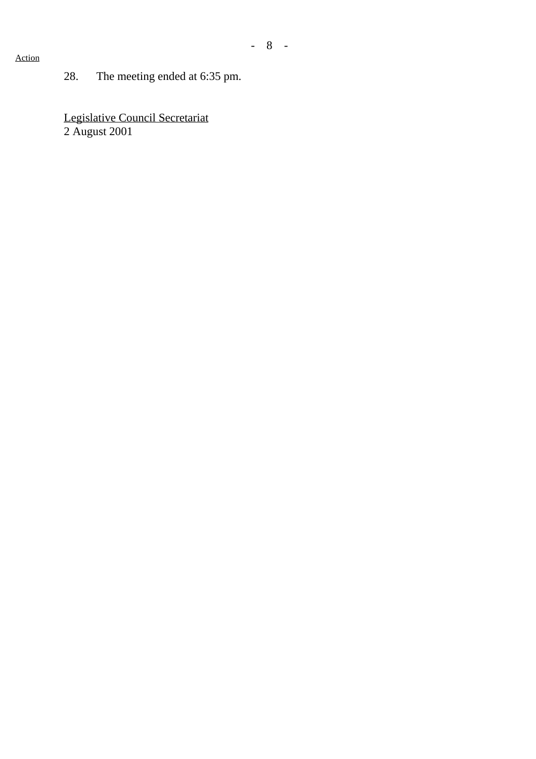Action

28. The meeting ended at 6:35 pm.

Legislative Council Secretariat
2 August 2001